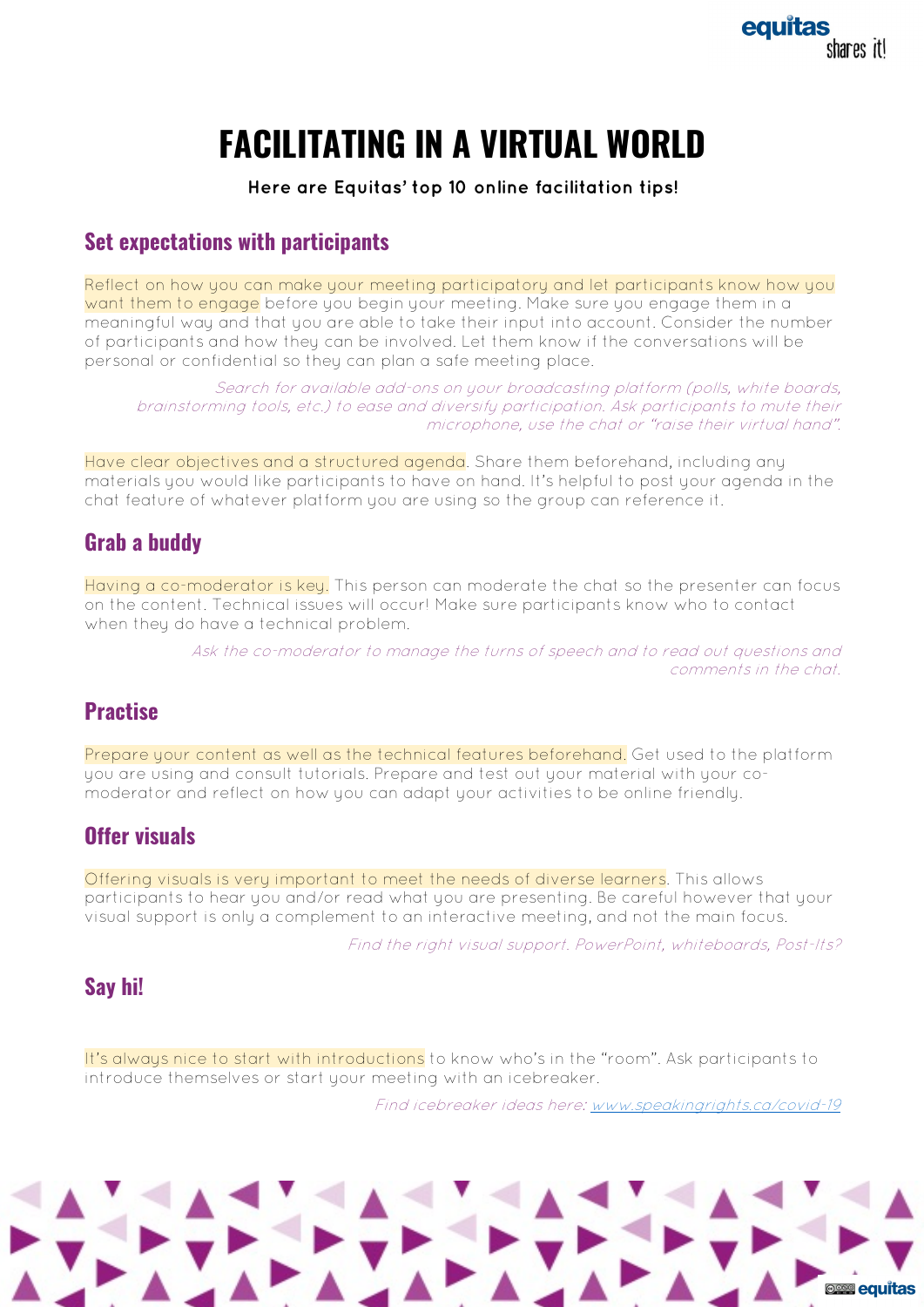# FACILITATING IN A VIRTUAL WORLD

**Here are Equitas' top 10 online facilitation tips!**

## Set expectations with participants

Reflect on how you can make your meeting participatory and let participants know how you want them to engage before you begin your meeting. Make sure you engage them in a meaningful way and that you are able to take their input into account. Consider the number of participants and how they can be involved. Let them know if the conversations will be personal or confidential so they can plan a safe meeting place.

*Search for available add-ons on your broadcasting platform (polls, white boards, brainstorming tools, etc.) to ease and diversify participation. Ask participants to mute their microphone, use the chat or "raise their virtual hand".*

Have clear objectives and a structured agenda. Share them beforehand, including any materials you would like participants to have on hand. It's helpful to post your agenda in the chat feature of whatever platform you are using so the group can reference it.

## Grab a buddy

Having a co-moderator is key. This person can moderate the chat so the presenter can focus on the content. Technical issues will occur! Make sure participants know who to contact when they do have a technical problem.

*Ask the co-moderator to manage the turns of speech and to read out questions and comments in the chat.*

## Practise

Prepare your content as well as the technical features beforehand. Get used to the platform you are using and consult tutorials. Prepare and test out your material with your co-moderator and reflect on how you can adapt your activities to be online friendly.

## Offer visuals

Offering visuals is very important to meet the needs of diverse learners. This allows participants to hear you and/or read what you are presenting. Be careful however that your visual support is only a complement to an interactive meeting, and not the main focus.

*Find the right visual support. PowerPoint, whiteboards, Post-Its?*

## Say hi!

It's always nice to start with introductions to know who's in the "room". Ask participants to introduce themselves or start your meeting with an icebreaker.

*Find icebreaker ideas here: [www.speakingrights.ca/covid-19](www.speakingrights.ca/covid-19)*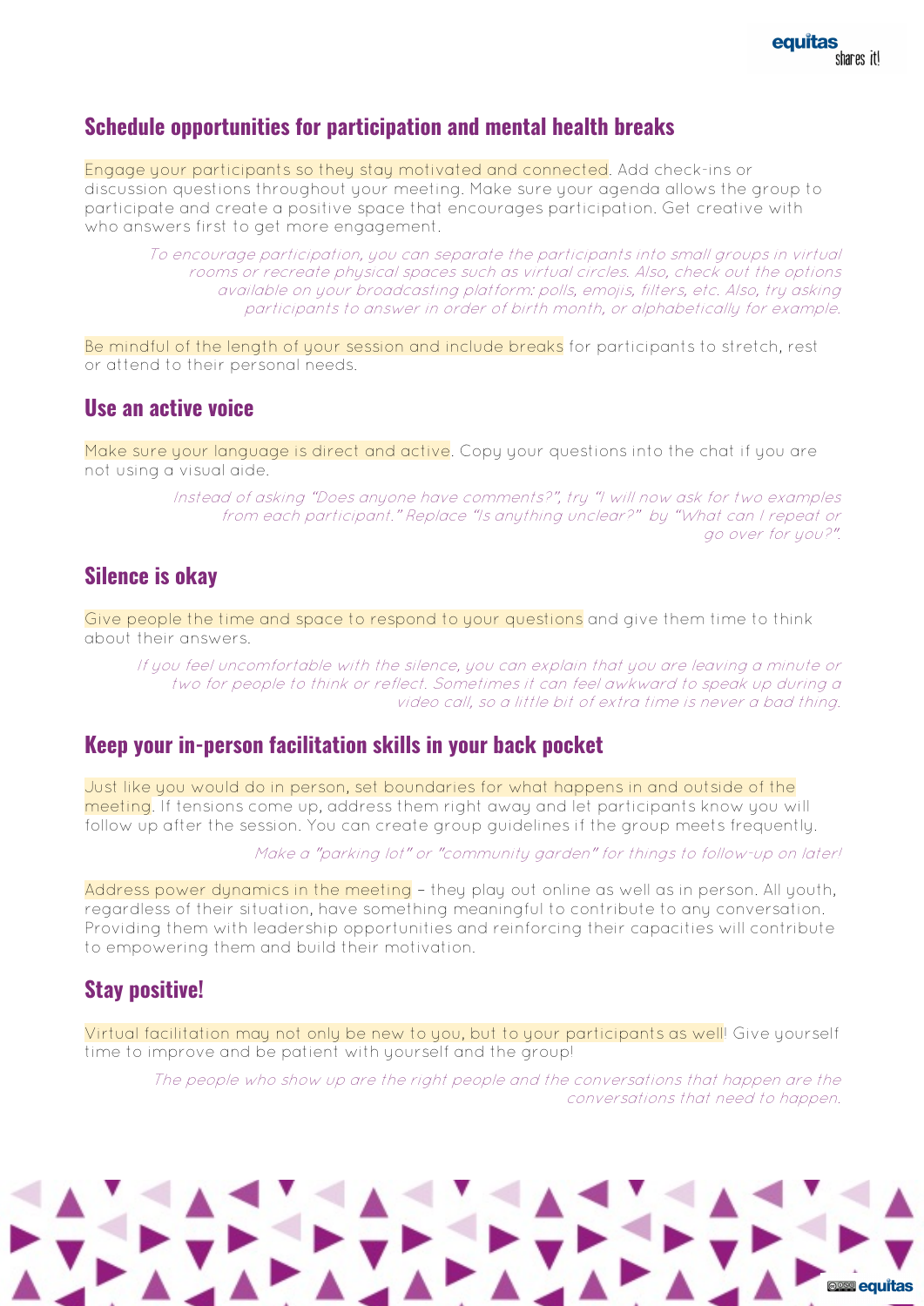## Schedule opportunities for participation and mental health breaks

Engage your participants so they stay motivated and connected. Add check-ins or discussion questions throughout your meeting. Make sure your agenda allows the group to participate and create a positive space that encourages participation. Get creative with who answers first to get more engagement.

*To encourage participation, you can separate the participants into small groups in virtual rooms or recreate physical spaces such as virtual circles. Also, check out the options available on your broadcasting platform: polls, emojis, filters, etc. Also, try asking participants to answer in order of birth month, or alphabetically for example.*

Be mindful of the length of your session and include breaks for participants to stretch, rest or attend to their personal needs.

## Use an active voice

Make sure your language is direct and active. Copy your questions into the chat if you are not using a visual aide.

*Instead of asking "Does anyone have comments?", try "I will now ask for two examples from each participant." Replace "Is anything unclear?" by "What can I repeat or go over for you?".*

## Silence is okay

Give people the time and space to respond to your questions and give them time to think about their answers.

*If you feel uncomfortable with the silence, you can explain that you are leaving a minute or two for people to think or reflect. Sometimes it can feel awkward to speak up during a video call, so a little bit of extra time is never a bad thing.*

## Keep your in-person facilitation skills in your back pocket

Just like you would do in person, set boundaries for what happens in and outside of the meeting. If tensions come up, address them right away and let participants know you will follow up after the session. You can create group guidelines if the group meets frequently.

*Make a "parking lot" or "community garden" for things to follow-up on later!*

Address power dynamics in the meeting – they play out online as well as in person. All youth, regardless of their situation, have something meaningful to contribute to any conversation. Providing them with leadership opportunities and reinforcing their capacities will contribute to empowering them and build their motivation.

## Stay positive!

Virtual facilitation may not only be new to you, but to your participants as well! Give yourself time to improve and be patient with yourself and the group!

*The people who show up are the right people and the conversations that happen are the conversations that need to happen.*